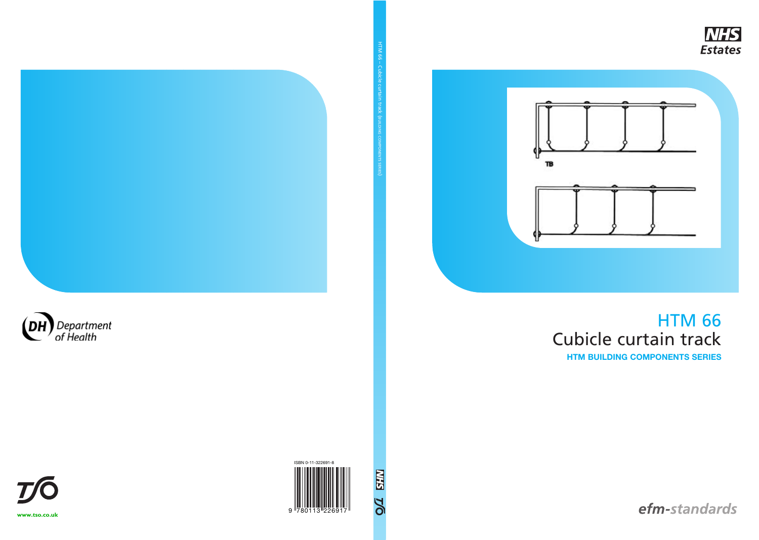NHS Estates

# HTM 66

## Cubicle curtain track

**HTM BUILDING COMPONENTS SERIES**

efm-standards

Department of Health

ISBN 0-11-322691-8

9 780113 226917

www.tso.co.uk

HTM 66 – Cubicle curtain track (BUILDING COMPONENTS SERIES)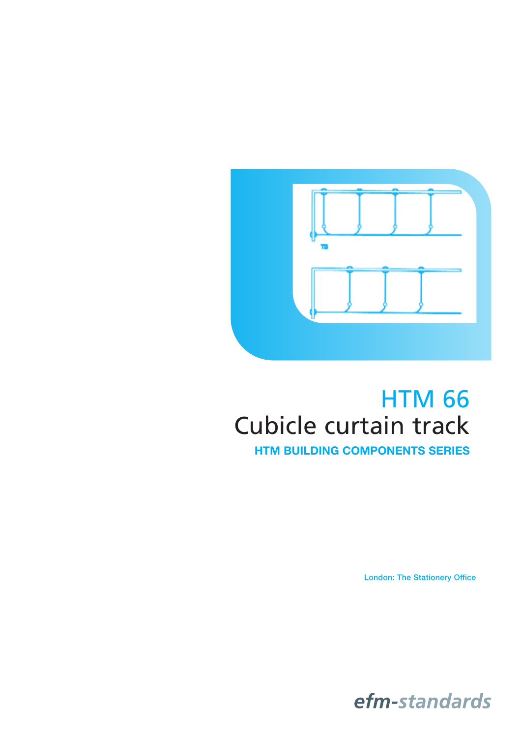# HTM 66
# Cubicle curtain track

**HTM BUILDING COMPONENTS SERIES**

London: The Stationery Office

efm-standards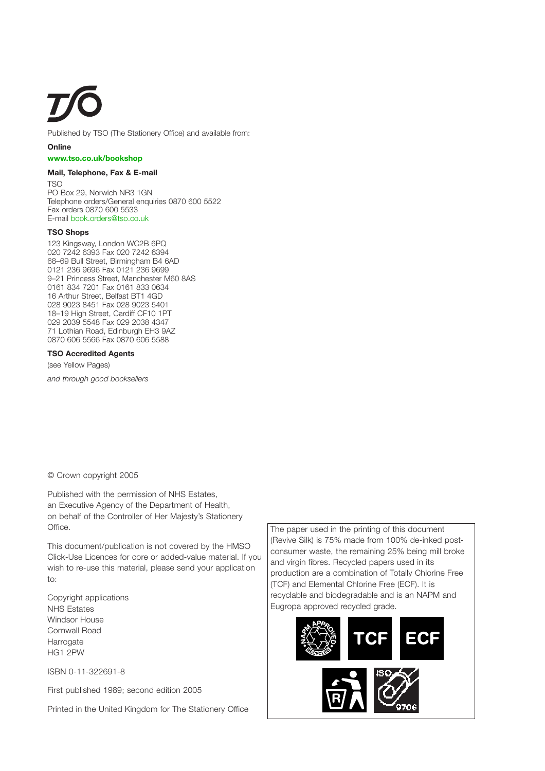Published by TSO (The Stationery Office) and available from:

**Online**

**www.tso.co.uk/bookshop**

**Mail, Telephone, Fax & E-mail**

TSO
PO Box 29, Norwich NR3 1GN
Telephone orders/General enquiries 0870 600 5522
Fax orders 0870 600 5533
E-mail book.orders@tso.co.uk

**TSO Shops**

123 Kingsway, London WC2B 6PQ
020 7242 6393 Fax 020 7242 6394
68–69 Bull Street, Birmingham B4 6AD
0121 236 9696 Fax 0121 236 9699
9–21 Princess Street, Manchester M60 8AS
0161 834 7201 Fax 0161 833 0634
16 Arthur Street, Belfast BT1 4GD
028 9023 8451 Fax 028 9023 5401
18–19 High Street, Cardiff CF10 1PT
029 2039 5548 Fax 029 2038 4347
71 Lothian Road, Edinburgh EH3 9AZ
0870 606 5566 Fax 0870 606 5588

**TSO Accredited Agents**

(see Yellow Pages)

*and through good booksellers*

© Crown copyright 2005

Published with the permission of NHS Estates, an Executive Agency of the Department of Health, on behalf of the Controller of Her Majesty's Stationery Office.

This document/publication is not covered by the HMSO Click-Use Licences for core or added-value material. If you wish to re-use this material, please send your application to:

Copyright applications
NHS Estates
Windsor House
Cornwall Road
Harrogate
HG1 2PW

ISBN 0-11-322691-8

First published 1989; second edition 2005

Printed in the United Kingdom for The Stationery Office

The paper used in the printing of this document (Revive Silk) is 75% made from 100% de-inked post-consumer waste, the remaining 25% being mill broke and virgin fibres. Recycled papers used in its production are a combination of Totally Chlorine Free (TCF) and Elemental Chlorine Free (ECF). It is recyclable and biodegradable and is an NAPM and Eugropa approved recycled grade.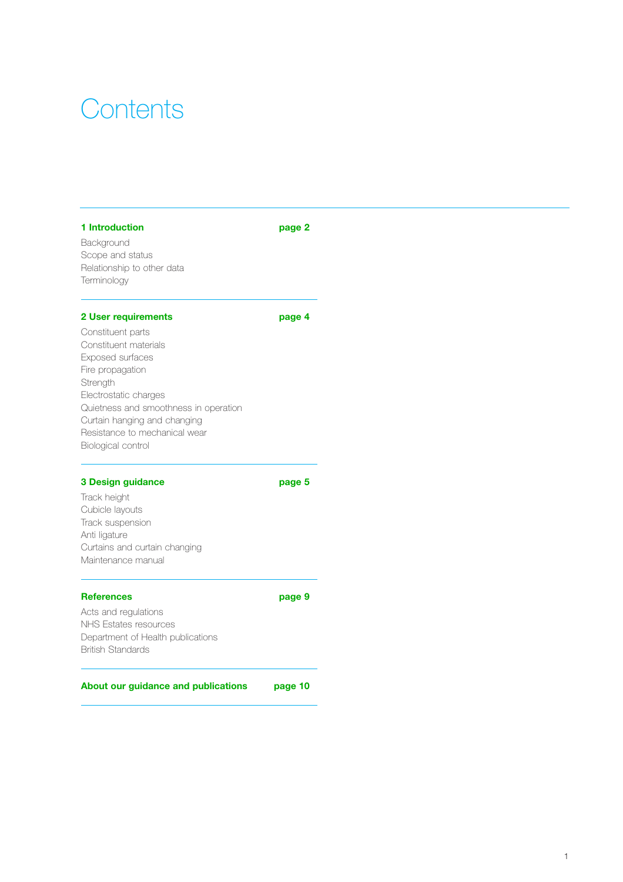# Contents

**1 Introduction** **page 2**

Background
Scope and status
Relationship to other data
Terminology

**2 User requirements** **page 4**

Constituent parts
Constituent materials
Exposed surfaces
Fire propagation
Strength
Electrostatic charges
Quietness and smoothness in operation
Curtain hanging and changing
Resistance to mechanical wear
Biological control

**3 Design guidance** **page 5**

Track height
Cubicle layouts
Track suspension
Anti ligature
Curtains and curtain changing
Maintenance manual

**References** **page 9**

Acts and regulations
NHS Estates resources
Department of Health publications
British Standards

**About our guidance and publications** **page 10**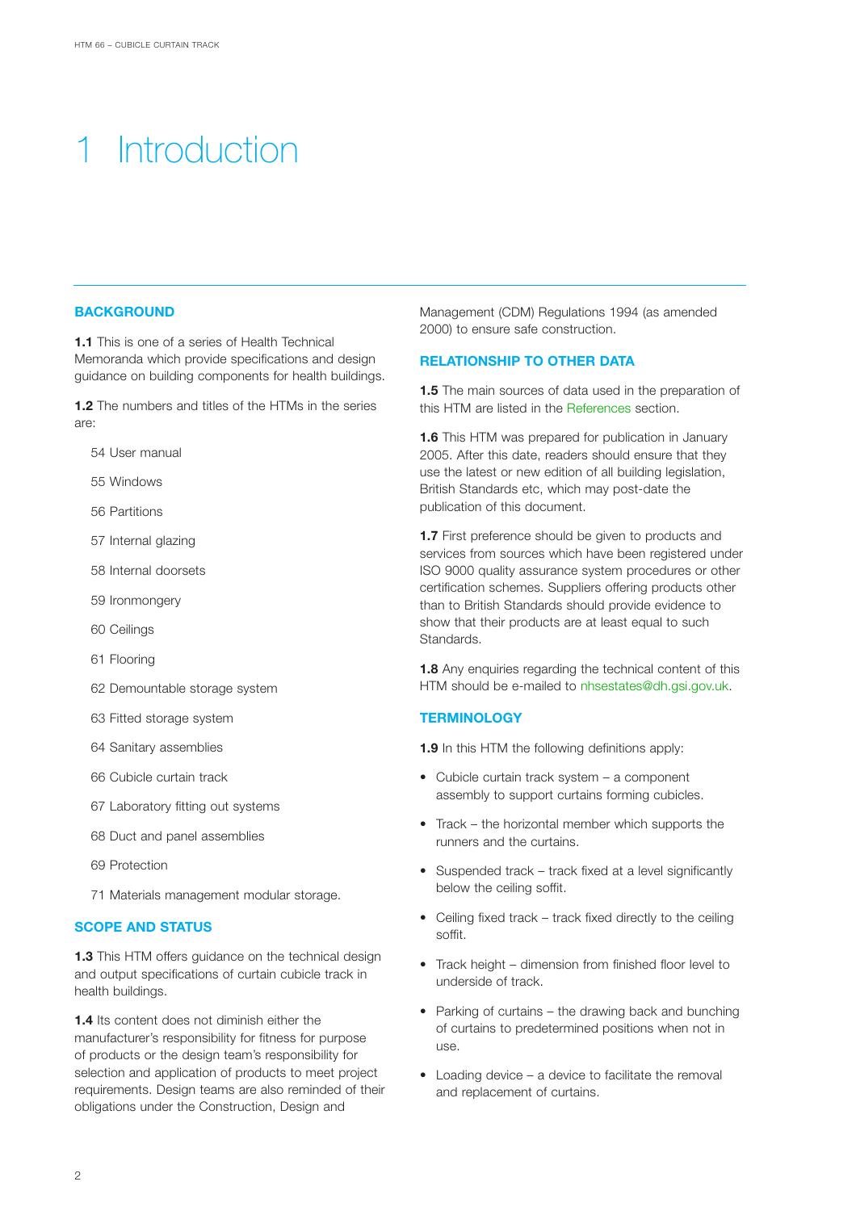# 1 Introduction

## BACKGROUND

**1.1** This is one of a series of Health Technical Memoranda which provide specifications and design guidance on building components for health buildings.

**1.2** The numbers and titles of the HTMs in the series are:

- 54 User manual
- 55 Windows
- 56 Partitions
- 57 Internal glazing
- 58 Internal doorsets
- 59 Ironmongery
- 60 Ceilings
- 61 Flooring
- 62 Demountable storage system
- 63 Fitted storage system
- 64 Sanitary assemblies
- 66 Cubicle curtain track
- 67 Laboratory fitting out systems
- 68 Duct and panel assemblies
- 69 Protection
- 71 Materials management modular storage.

## SCOPE AND STATUS

**1.3** This HTM offers guidance on the technical design and output specifications of curtain cubicle track in health buildings.

**1.4** Its content does not diminish either the manufacturer's responsibility for fitness for purpose of products or the design team's responsibility for selection and application of products to meet project requirements. Design teams are also reminded of their obligations under the Construction, Design and Management (CDM) Regulations 1994 (as amended 2000) to ensure safe construction.

## RELATIONSHIP TO OTHER DATA

**1.5** The main sources of data used in the preparation of this HTM are listed in the References section.

**1.6** This HTM was prepared for publication in January 2005. After this date, readers should ensure that they use the latest or new edition of all building legislation, British Standards etc, which may post-date the publication of this document.

**1.7** First preference should be given to products and services from sources which have been registered under ISO 9000 quality assurance system procedures or other certification schemes. Suppliers offering products other than to British Standards should provide evidence to show that their products are at least equal to such Standards.

**1.8** Any enquiries regarding the technical content of this HTM should be e-mailed to nhsestates@dh.gsi.gov.uk.

## TERMINOLOGY

**1.9** In this HTM the following definitions apply:

- Cubicle curtain track system – a component assembly to support curtains forming cubicles.
- Track – the horizontal member which supports the runners and the curtains.
- Suspended track – track fixed at a level significantly below the ceiling soffit.
- Ceiling fixed track – track fixed directly to the ceiling soffit.
- Track height – dimension from finished floor level to underside of track.
- Parking of curtains – the drawing back and bunching of curtains to predetermined positions when not in use.
- Loading device – a device to facilitate the removal and replacement of curtains.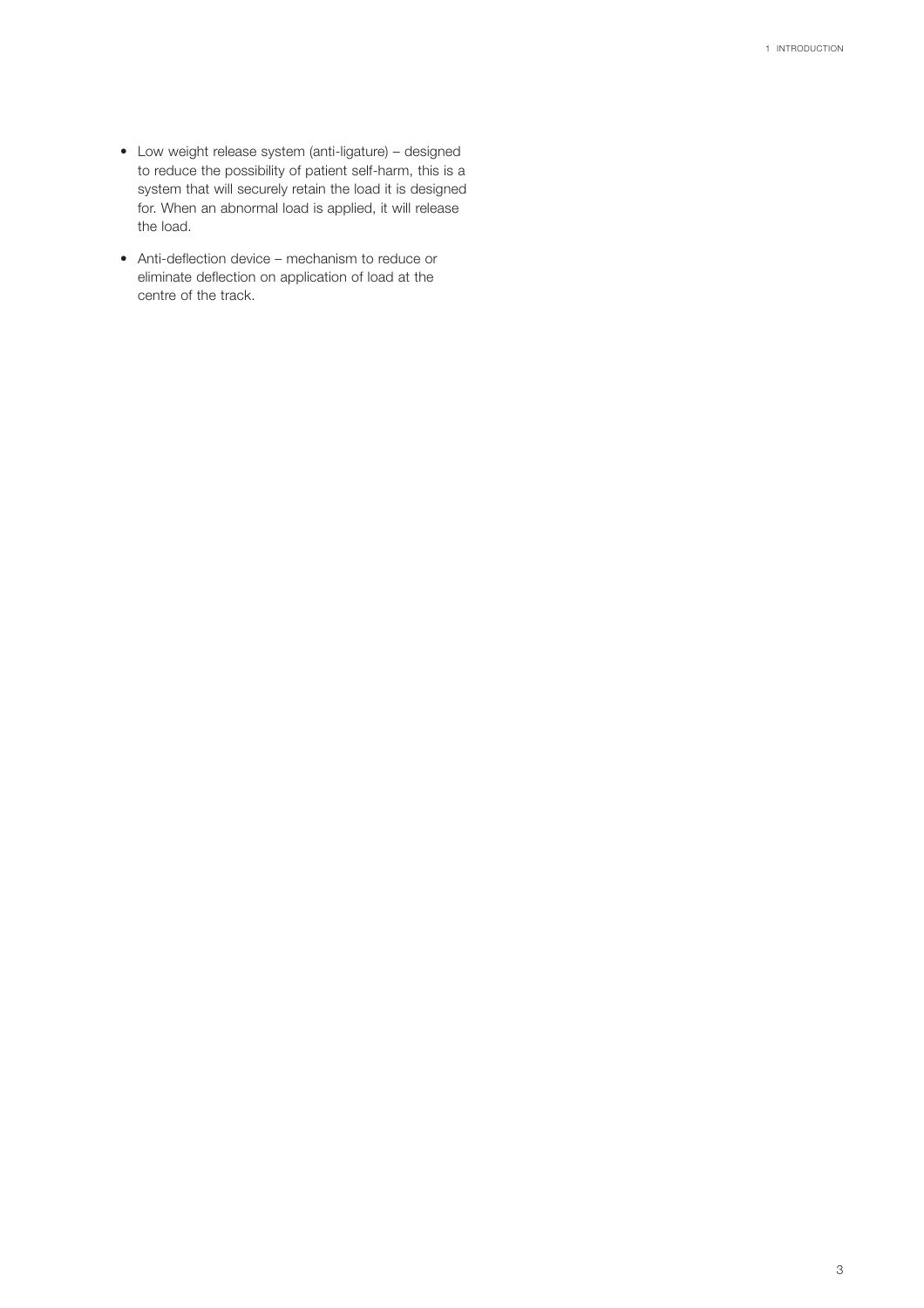- Low weight release system (anti-ligature) – designed to reduce the possibility of patient self-harm, this is a system that will securely retain the load it is designed for. When an abnormal load is applied, it will release the load.
- Anti-deflection device – mechanism to reduce or eliminate deflection on application of load at the centre of the track.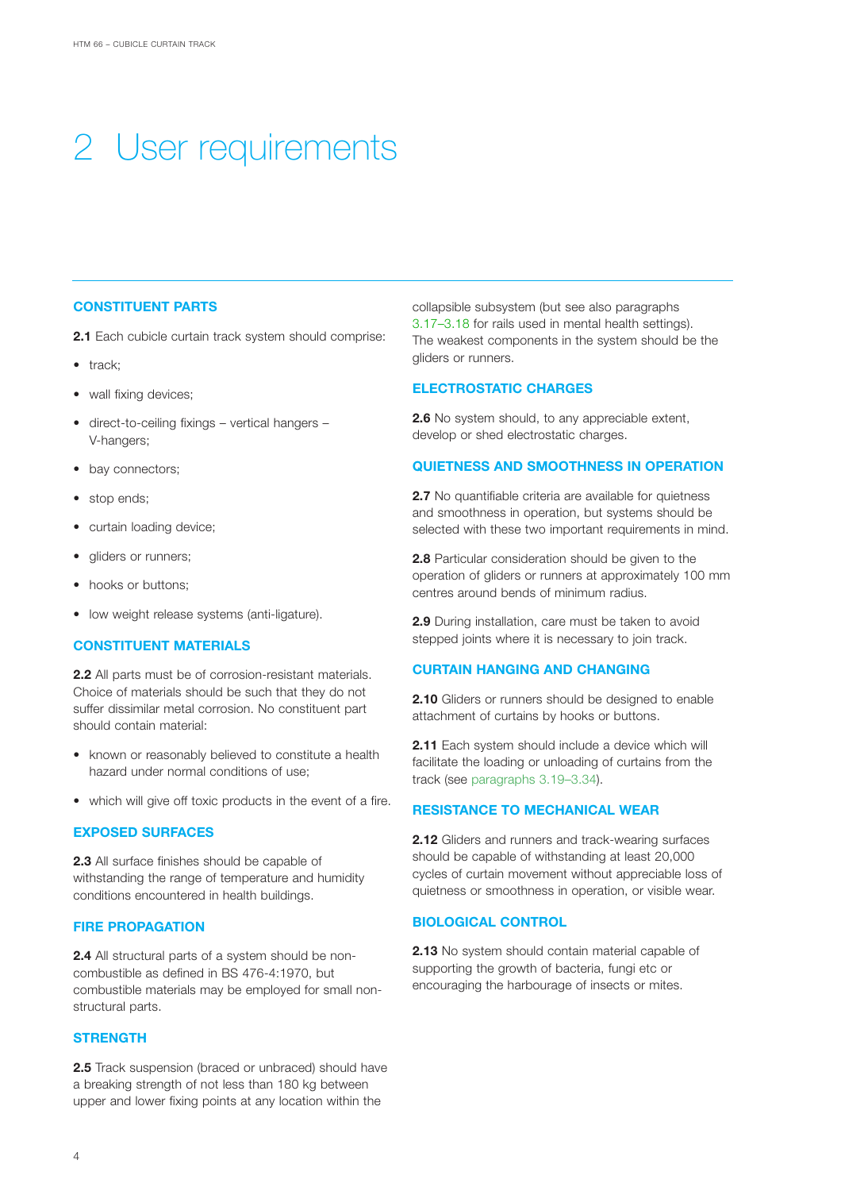# 2 User requirements

## CONSTITUENT PARTS

**2.1** Each cubicle curtain track system should comprise:

- track;
- wall fixing devices;
- direct-to-ceiling fixings – vertical hangers – V-hangers;
- bay connectors;
- stop ends;
- curtain loading device;
- gliders or runners;
- hooks or buttons;
- low weight release systems (anti-ligature).

## CONSTITUENT MATERIALS

**2.2** All parts must be of corrosion-resistant materials. Choice of materials should be such that they do not suffer dissimilar metal corrosion. No constituent part should contain material:

- known or reasonably believed to constitute a health hazard under normal conditions of use;
- which will give off toxic products in the event of a fire.

## EXPOSED SURFACES

**2.3** All surface finishes should be capable of withstanding the range of temperature and humidity conditions encountered in health buildings.

## FIRE PROPAGATION

**2.4** All structural parts of a system should be non-combustible as defined in BS 476-4:1970, but combustible materials may be employed for small non-structural parts.

## STRENGTH

**2.5** Track suspension (braced or unbraced) should have a breaking strength of not less than 180 kg between upper and lower fixing points at any location within the collapsible subsystem (but see also paragraphs 3.17–3.18 for rails used in mental health settings). The weakest components in the system should be the gliders or runners.

## ELECTROSTATIC CHARGES

**2.6** No system should, to any appreciable extent, develop or shed electrostatic charges.

## QUIETNESS AND SMOOTHNESS IN OPERATION

**2.7** No quantifiable criteria are available for quietness and smoothness in operation, but systems should be selected with these two important requirements in mind.

**2.8** Particular consideration should be given to the operation of gliders or runners at approximately 100 mm centres around bends of minimum radius.

**2.9** During installation, care must be taken to avoid stepped joints where it is necessary to join track.

## CURTAIN HANGING AND CHANGING

**2.10** Gliders or runners should be designed to enable attachment of curtains by hooks or buttons.

**2.11** Each system should include a device which will facilitate the loading or unloading of curtains from the track (see paragraphs 3.19–3.34).

## RESISTANCE TO MECHANICAL WEAR

**2.12** Gliders and runners and track-wearing surfaces should be capable of withstanding at least 20,000 cycles of curtain movement without appreciable loss of quietness or smoothness in operation, or visible wear.

## BIOLOGICAL CONTROL

**2.13** No system should contain material capable of supporting the growth of bacteria, fungi etc or encouraging the harbourage of insects or mites.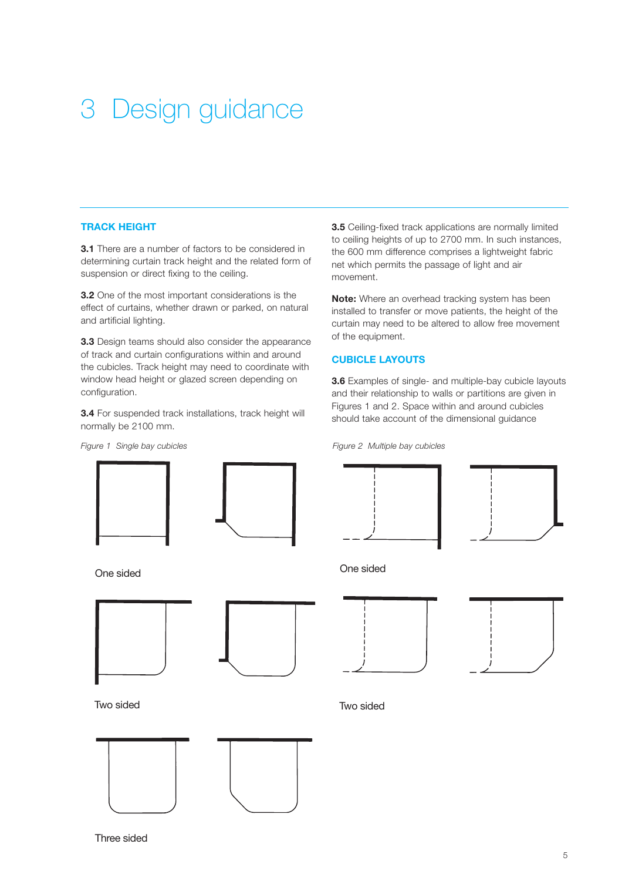# 3 Design guidance

## TRACK HEIGHT

**3.1** There are a number of factors to be considered in determining curtain track height and the related form of suspension or direct fixing to the ceiling.

**3.2** One of the most important considerations is the effect of curtains, whether drawn or parked, on natural and artificial lighting.

**3.3** Design teams should also consider the appearance of track and curtain configurations within and around the cubicles. Track height may need to coordinate with window head height or glazed screen depending on configuration.

**3.4** For suspended track installations, track height will normally be 2100 mm.

**3.5** Ceiling-fixed track applications are normally limited to ceiling heights of up to 2700 mm. In such instances, the 600 mm difference comprises a lightweight fabric net which permits the passage of light and air movement.

**Note:** Where an overhead tracking system has been installed to transfer or move patients, the height of the curtain may need to be altered to allow free movement of the equipment.

## CUBICLE LAYOUTS

**3.6** Examples of single- and multiple-bay cubicle layouts and their relationship to walls or partitions are given in Figures 1 and 2. Space within and around cubicles should take account of the dimensional guidance

*Figure 1 Single bay cubicles*

One sided

Two sided

Three sided

*Figure 2 Multiple bay cubicles*

One sided

Two sided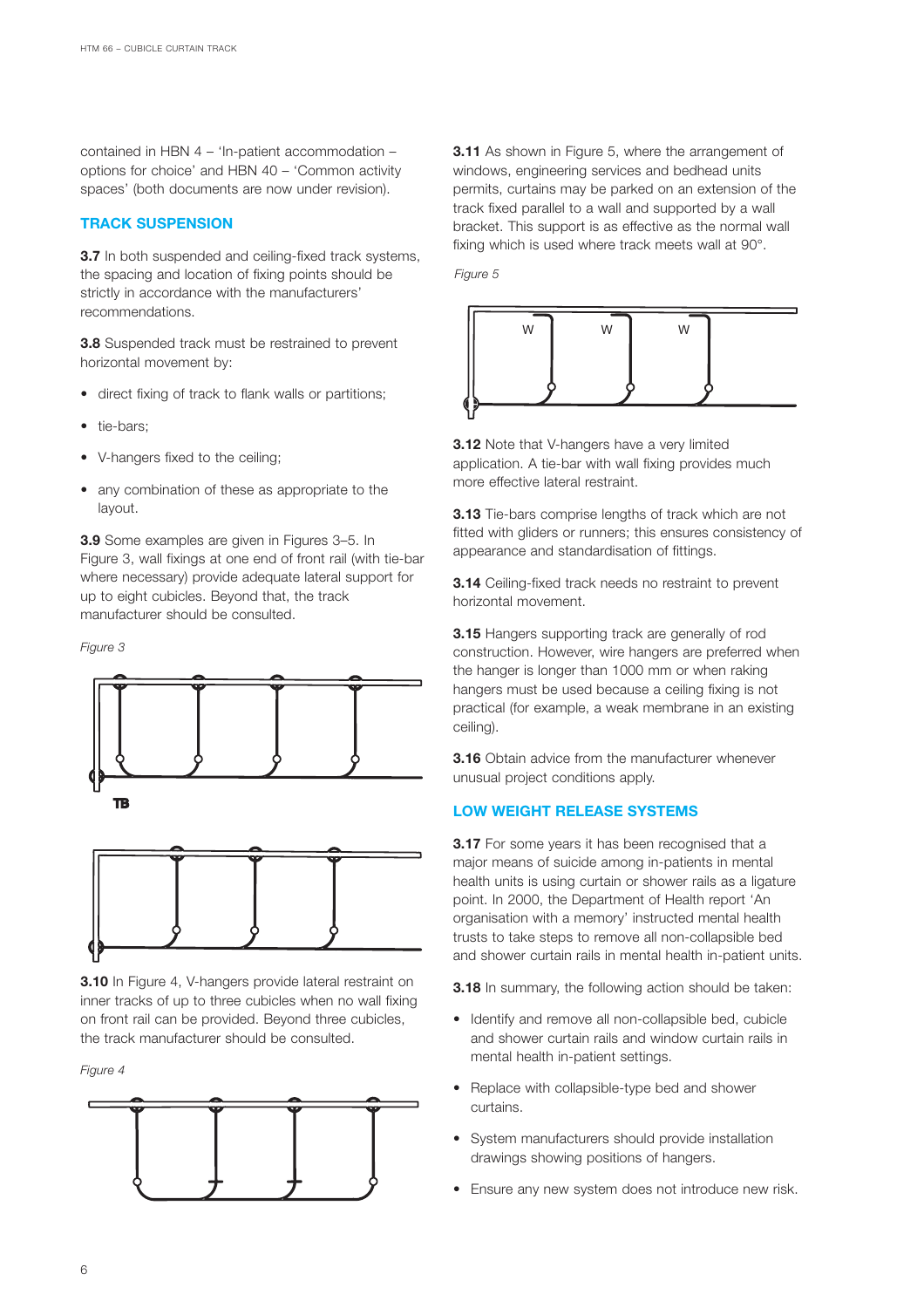contained in HBN 4 – 'In-patient accommodation – options for choice' and HBN 40 – 'Common activity spaces' (both documents are now under revision).

## TRACK SUSPENSION

**3.7** In both suspended and ceiling-fixed track systems, the spacing and location of fixing points should be strictly in accordance with the manufacturers' recommendations.

**3.8** Suspended track must be restrained to prevent horizontal movement by:

- direct fixing of track to flank walls or partitions;
- tie-bars;
- V-hangers fixed to the ceiling;
- any combination of these as appropriate to the layout.

**3.9** Some examples are given in Figures 3–5. In Figure 3, wall fixings at one end of front rail (with tie-bar where necessary) provide adequate lateral support for up to eight cubicles. Beyond that, the track manufacturer should be consulted.

*Figure 3*

TB

**3.10** In Figure 4, V-hangers provide lateral restraint on inner tracks of up to three cubicles when no wall fixing on front rail can be provided. Beyond three cubicles, the track manufacturer should be consulted.

*Figure 4*

**3.11** As shown in Figure 5, where the arrangement of windows, engineering services and bedhead units permits, curtains may be parked on an extension of the track fixed parallel to a wall and supported by a wall bracket. This support is as effective as the normal wall fixing which is used where track meets wall at 90°.

*Figure 5*

W W W

**3.12** Note that V-hangers have a very limited application. A tie-bar with wall fixing provides much more effective lateral restraint.

**3.13** Tie-bars comprise lengths of track which are not fitted with gliders or runners; this ensures consistency of appearance and standardisation of fittings.

**3.14** Ceiling-fixed track needs no restraint to prevent horizontal movement.

**3.15** Hangers supporting track are generally of rod construction. However, wire hangers are preferred when the hanger is longer than 1000 mm or when raking hangers must be used because a ceiling fixing is not practical (for example, a weak membrane in an existing ceiling).

**3.16** Obtain advice from the manufacturer whenever unusual project conditions apply.

## LOW WEIGHT RELEASE SYSTEMS

**3.17** For some years it has been recognised that a major means of suicide among in-patients in mental health units is using curtain or shower rails as a ligature point. In 2000, the Department of Health report 'An organisation with a memory' instructed mental health trusts to take steps to remove all non-collapsible bed and shower curtain rails in mental health in-patient units.

**3.18** In summary, the following action should be taken:

- Identify and remove all non-collapsible bed, cubicle and shower curtain rails and window curtain rails in mental health in-patient settings.
- Replace with collapsible-type bed and shower curtains.
- System manufacturers should provide installation drawings showing positions of hangers.
- Ensure any new system does not introduce new risk.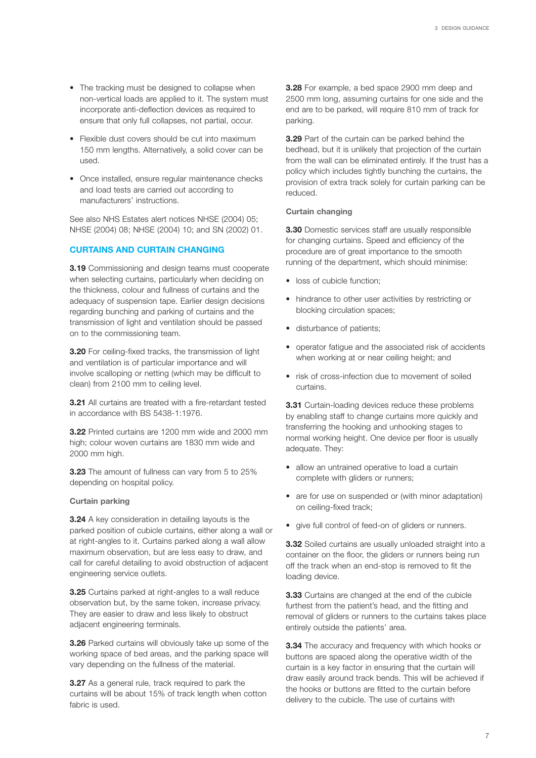- The tracking must be designed to collapse when non-vertical loads are applied to it. The system must incorporate anti-deflection devices as required to ensure that only full collapses, not partial, occur.
- Flexible dust covers should be cut into maximum 150 mm lengths. Alternatively, a solid cover can be used.
- Once installed, ensure regular maintenance checks and load tests are carried out according to manufacturers' instructions.

See also NHS Estates alert notices NHSE (2004) 05; NHSE (2004) 08; NHSE (2004) 10; and SN (2002) 01.

## CURTAINS AND CURTAIN CHANGING

**3.19** Commissioning and design teams must cooperate when selecting curtains, particularly when deciding on the thickness, colour and fullness of curtains and the adequacy of suspension tape. Earlier design decisions regarding bunching and parking of curtains and the transmission of light and ventilation should be passed on to the commissioning team.

**3.20** For ceiling-fixed tracks, the transmission of light and ventilation is of particular importance and will involve scalloping or netting (which may be difficult to clean) from 2100 mm to ceiling level.

**3.21** All curtains are treated with a fire-retardant tested in accordance with BS 5438-1:1976.

**3.22** Printed curtains are 1200 mm wide and 2000 mm high; colour woven curtains are 1830 mm wide and 2000 mm high.

**3.23** The amount of fullness can vary from 5 to 25% depending on hospital policy.

### Curtain parking

**3.24** A key consideration in detailing layouts is the parked position of cubicle curtains, either along a wall or at right-angles to it. Curtains parked along a wall allow maximum observation, but are less easy to draw, and call for careful detailing to avoid obstruction of adjacent engineering service outlets.

**3.25** Curtains parked at right-angles to a wall reduce observation but, by the same token, increase privacy. They are easier to draw and less likely to obstruct adjacent engineering terminals.

**3.26** Parked curtains will obviously take up some of the working space of bed areas, and the parking space will vary depending on the fullness of the material.

**3.27** As a general rule, track required to park the curtains will be about 15% of track length when cotton fabric is used.

**3.28** For example, a bed space 2900 mm deep and 2500 mm long, assuming curtains for one side and the end are to be parked, will require 810 mm of track for parking.

**3.29** Part of the curtain can be parked behind the bedhead, but it is unlikely that projection of the curtain from the wall can be eliminated entirely. If the trust has a policy which includes tightly bunching the curtains, the provision of extra track solely for curtain parking can be reduced.

### Curtain changing

**3.30** Domestic services staff are usually responsible for changing curtains. Speed and efficiency of the procedure are of great importance to the smooth running of the department, which should minimise:

- loss of cubicle function;
- hindrance to other user activities by restricting or blocking circulation spaces;
- disturbance of patients;
- operator fatigue and the associated risk of accidents when working at or near ceiling height; and
- risk of cross-infection due to movement of soiled curtains.

**3.31** Curtain-loading devices reduce these problems by enabling staff to change curtains more quickly and transferring the hooking and unhooking stages to normal working height. One device per floor is usually adequate. They:

- allow an untrained operative to load a curtain complete with gliders or runners;
- are for use on suspended or (with minor adaptation) on ceiling-fixed track;
- give full control of feed-on of gliders or runners.

**3.32** Soiled curtains are usually unloaded straight into a container on the floor, the gliders or runners being run off the track when an end-stop is removed to fit the loading device.

**3.33** Curtains are changed at the end of the cubicle furthest from the patient's head, and the fitting and removal of gliders or runners to the curtains takes place entirely outside the patients' area.

**3.34** The accuracy and frequency with which hooks or buttons are spaced along the operative width of the curtain is a key factor in ensuring that the curtain will draw easily around track bends. This will be achieved if the hooks or buttons are fitted to the curtain before delivery to the cubicle. The use of curtains with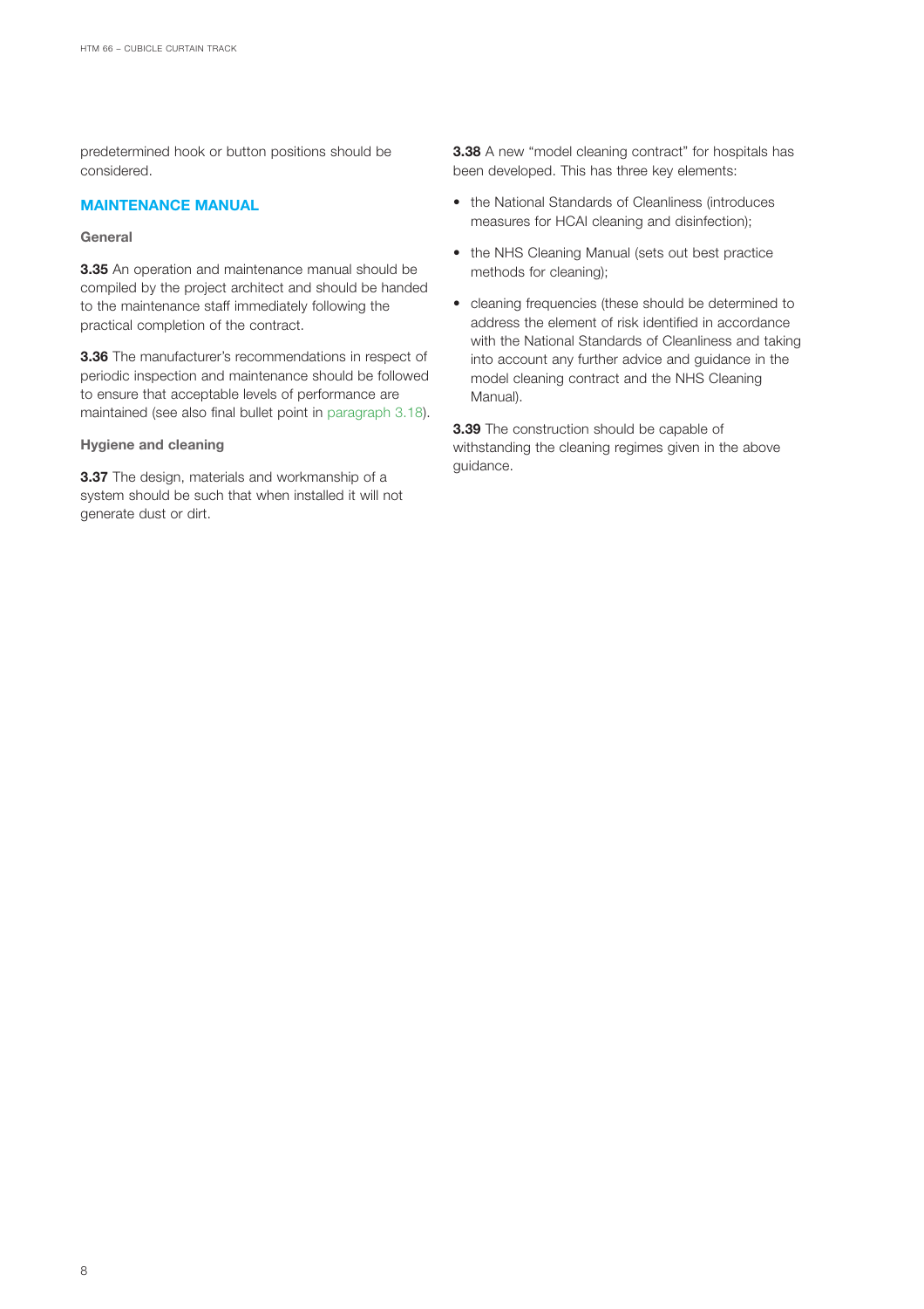predetermined hook or button positions should be considered.

## MAINTENANCE MANUAL

### General

**3.35** An operation and maintenance manual should be compiled by the project architect and should be handed to the maintenance staff immediately following the practical completion of the contract.

**3.36** The manufacturer's recommendations in respect of periodic inspection and maintenance should be followed to ensure that acceptable levels of performance are maintained (see also final bullet point in paragraph 3.18).

### Hygiene and cleaning

**3.37** The design, materials and workmanship of a system should be such that when installed it will not generate dust or dirt.

**3.38** A new "model cleaning contract" for hospitals has been developed. This has three key elements:

- the National Standards of Cleanliness (introduces measures for HCAI cleaning and disinfection);
- the NHS Cleaning Manual (sets out best practice methods for cleaning);
- cleaning frequencies (these should be determined to address the element of risk identified in accordance with the National Standards of Cleanliness and taking into account any further advice and guidance in the model cleaning contract and the NHS Cleaning Manual).

**3.39** The construction should be capable of withstanding the cleaning regimes given in the above guidance.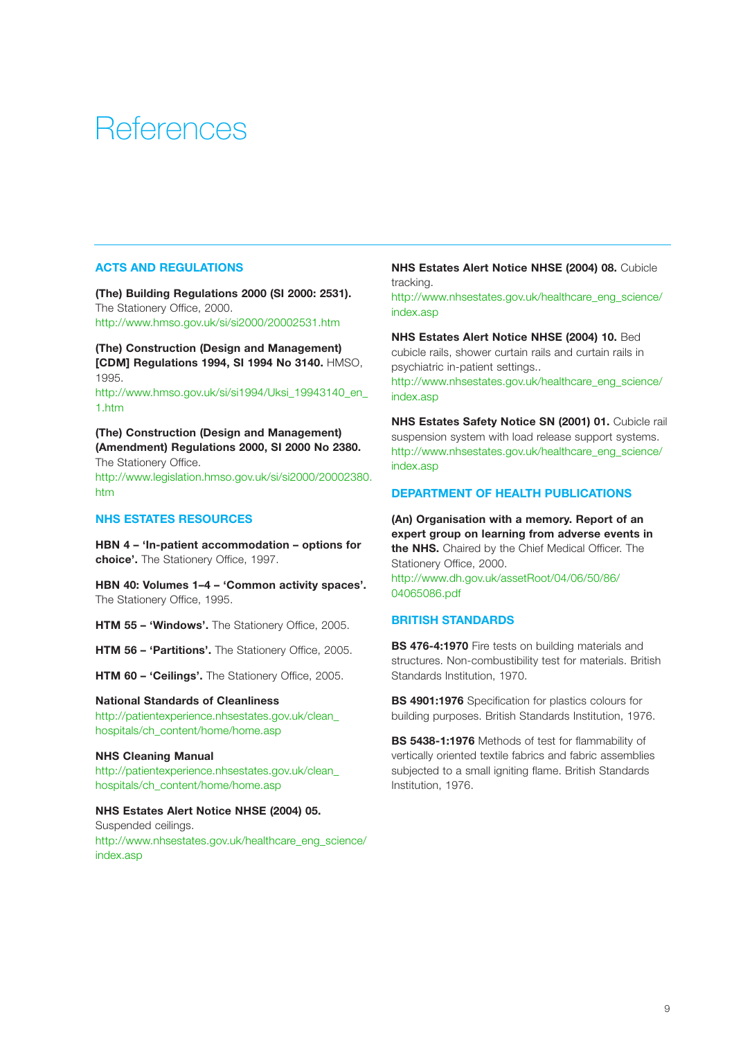# References

## ACTS AND REGULATIONS

**(The) Building Regulations 2000 (SI 2000: 2531).** The Stationery Office, 2000.
http://www.hmso.gov.uk/si/si2000/20002531.htm

**(The) Construction (Design and Management) [CDM] Regulations 1994, SI 1994 No 3140.** HMSO, 1995.
http://www.hmso.gov.uk/si/si1994/Uksi_19943140_en_1.htm

**(The) Construction (Design and Management) (Amendment) Regulations 2000, SI 2000 No 2380.** The Stationery Office.
http://www.legislation.hmso.gov.uk/si/si2000/20002380.htm

## NHS ESTATES RESOURCES

**HBN 4 – 'In-patient accommodation – options for choice'.** The Stationery Office, 1997.

**HBN 40: Volumes 1–4 – 'Common activity spaces'.** The Stationery Office, 1995.

**HTM 55 – 'Windows'.** The Stationery Office, 2005.

**HTM 56 – 'Partitions'.** The Stationery Office, 2005.

**HTM 60 – 'Ceilings'.** The Stationery Office, 2005.

**National Standards of Cleanliness**
http://patientexperience.nhsestates.gov.uk/clean_hospitals/ch_content/home/home.asp

**NHS Cleaning Manual**
http://patientexperience.nhsestates.gov.uk/clean_hospitals/ch_content/home/home.asp

**NHS Estates Alert Notice NHSE (2004) 05.** Suspended ceilings.
http://www.nhsestates.gov.uk/healthcare_eng_science/index.asp

**NHS Estates Alert Notice NHSE (2004) 08.** Cubicle tracking.
http://www.nhsestates.gov.uk/healthcare_eng_science/index.asp

**NHS Estates Alert Notice NHSE (2004) 10.** Bed cubicle rails, shower curtain rails and curtain rails in psychiatric in-patient settings..
http://www.nhsestates.gov.uk/healthcare_eng_science/index.asp

**NHS Estates Safety Notice SN (2001) 01.** Cubicle rail suspension system with load release support systems.
http://www.nhsestates.gov.uk/healthcare_eng_science/index.asp

## DEPARTMENT OF HEALTH PUBLICATIONS

**(An) Organisation with a memory. Report of an expert group on learning from adverse events in the NHS.** Chaired by the Chief Medical Officer. The Stationery Office, 2000.
http://www.dh.gov.uk/assetRoot/04/06/50/86/04065086.pdf

## BRITISH STANDARDS

**BS 476-4:1970** Fire tests on building materials and structures. Non-combustibility test for materials. British Standards Institution, 1970.

**BS 4901:1976** Specification for plastics colours for building purposes. British Standards Institution, 1976.

**BS 5438-1:1976** Methods of test for flammability of vertically oriented textile fabrics and fabric assemblies subjected to a small igniting flame. British Standards Institution, 1976.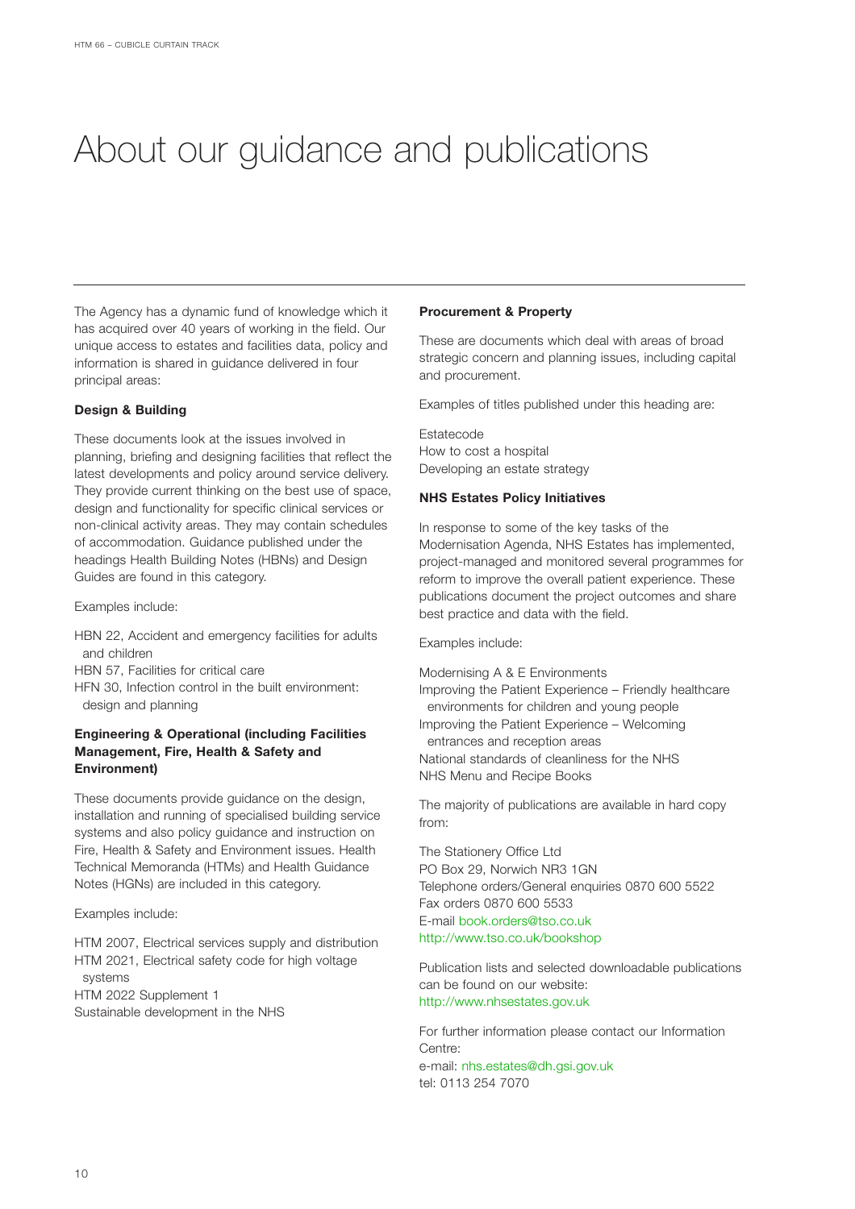# About our guidance and publications

The Agency has a dynamic fund of knowledge which it has acquired over 40 years of working in the field. Our unique access to estates and facilities data, policy and information is shared in guidance delivered in four principal areas:

**Design & Building**

These documents look at the issues involved in planning, briefing and designing facilities that reflect the latest developments and policy around service delivery. They provide current thinking on the best use of space, design and functionality for specific clinical services or non-clinical activity areas. They may contain schedules of accommodation. Guidance published under the headings Health Building Notes (HBNs) and Design Guides are found in this category.

Examples include:

HBN 22, Accident and emergency facilities for adults and children
HBN 57, Facilities for critical care
HFN 30, Infection control in the built environment: design and planning

**Engineering & Operational (including Facilities Management, Fire, Health & Safety and Environment)**

These documents provide guidance on the design, installation and running of specialised building service systems and also policy guidance and instruction on Fire, Health & Safety and Environment issues. Health Technical Memoranda (HTMs) and Health Guidance Notes (HGNs) are included in this category.

Examples include:

HTM 2007, Electrical services supply and distribution
HTM 2021, Electrical safety code for high voltage systems
HTM 2022 Supplement 1
Sustainable development in the NHS

**Procurement & Property**

These are documents which deal with areas of broad strategic concern and planning issues, including capital and procurement.

Examples of titles published under this heading are:

Estatecode
How to cost a hospital
Developing an estate strategy

**NHS Estates Policy Initiatives**

In response to some of the key tasks of the Modernisation Agenda, NHS Estates has implemented, project-managed and monitored several programmes for reform to improve the overall patient experience. These publications document the project outcomes and share best practice and data with the field.

Examples include:

Modernising A & E Environments
Improving the Patient Experience – Friendly healthcare environments for children and young people
Improving the Patient Experience – Welcoming entrances and reception areas
National standards of cleanliness for the NHS
NHS Menu and Recipe Books

The majority of publications are available in hard copy from:

The Stationery Office Ltd
PO Box 29, Norwich NR3 1GN
Telephone orders/General enquiries 0870 600 5522
Fax orders 0870 600 5533
E-mail book.orders@tso.co.uk
http://www.tso.co.uk/bookshop

Publication lists and selected downloadable publications can be found on our website:
http://www.nhsestates.gov.uk

For further information please contact our Information Centre:
e-mail: nhs.estates@dh.gsi.gov.uk
tel: 0113 254 7070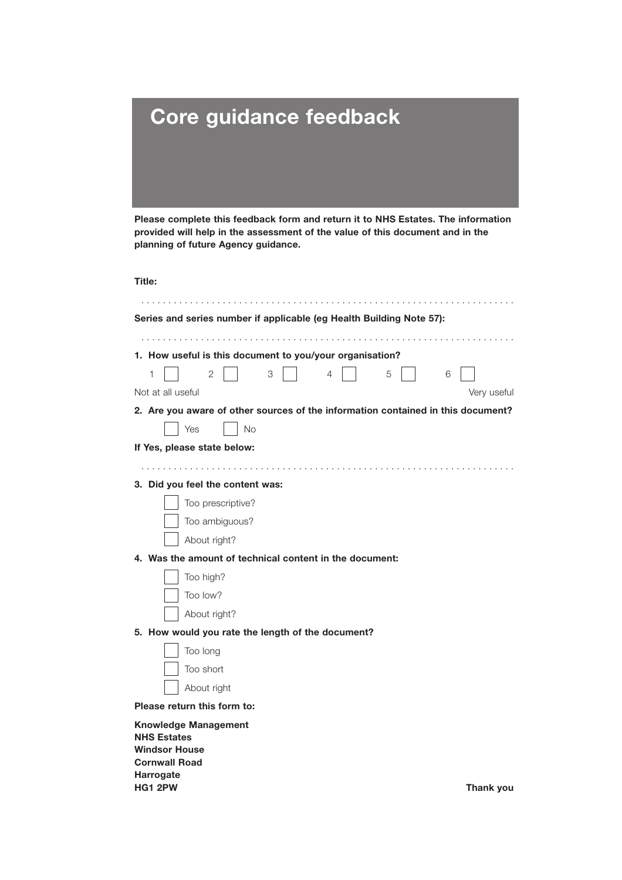# Core guidance feedback

**Please complete this feedback form and return it to NHS Estates. The information provided will help in the assessment of the value of this document and in the planning of future Agency guidance.**

**Title:**

. . . . . . . . . . . . . . . . . . . . . . . . . . . . . . . . . . . . . . . . . . . . . . . . . . . . . . . . . . . . . . . . . . . .

**Series and series number if applicable (eg Health Building Note 57):**

. . . . . . . . . . . . . . . . . . . . . . . . . . . . . . . . . . . . . . . . . . . . . . . . . . . . . . . . . . . . . . . . . . . .

**1. How useful is this document to you/your organisation?**

1 ☐ 2 ☐ 3 ☐ 4 ☐ 5 ☐ 6 ☐

Not at all useful — Very useful

**2. Are you aware of other sources of the information contained in this document?**

☐ Yes ☐ No

**If Yes, please state below:**

. . . . . . . . . . . . . . . . . . . . . . . . . . . . . . . . . . . . . . . . . . . . . . . . . . . . . . . . . . . . . . . . . . . .

**3. Did you feel the content was:**

☐ Too prescriptive?

☐ Too ambiguous?

☐ About right?

**4. Was the amount of technical content in the document:**

☐ Too high?

☐ Too low?

☐ About right?

**5. How would you rate the length of the document?**

☐ Too long

☐ Too short

☐ About right

**Please return this form to:**

**Knowledge Management**
**NHS Estates**
**Windsor House**
**Cornwall Road**
**Harrogate**
**HG1 2PW**

**Thank you**